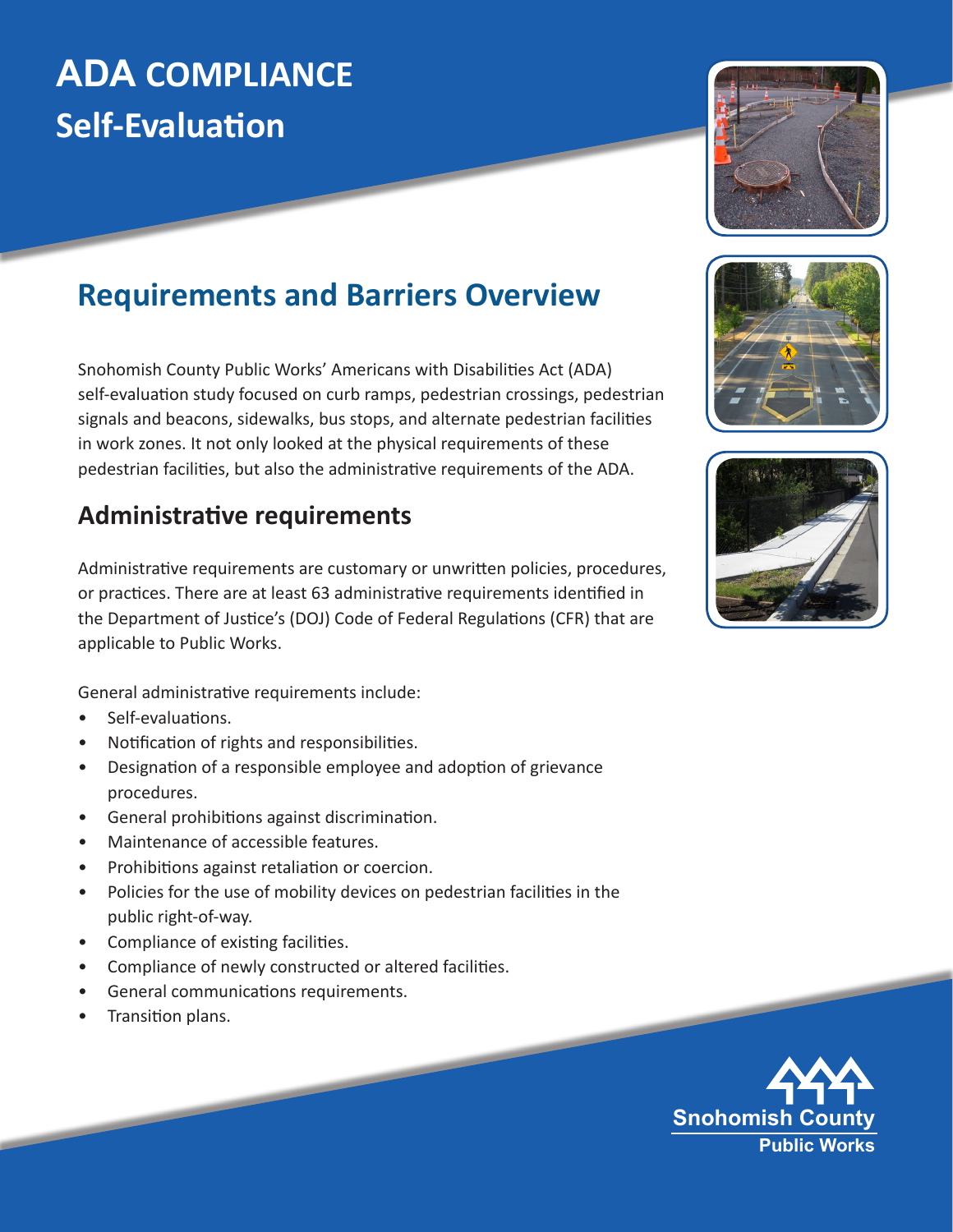# ADA COMPLIANCE
# Self-Evaluation

## Requirements and Barriers Overview

Snohomish County Public Works' Americans with Disabilities Act (ADA) self-evaluation study focused on curb ramps, pedestrian crossings, pedestrian signals and beacons, sidewalks, bus stops, and alternate pedestrian facilities in work zones. It not only looked at the physical requirements of these pedestrian facilities, but also the administrative requirements of the ADA.

### Administrative requirements

Administrative requirements are customary or unwritten policies, procedures, or practices. There are at least 63 administrative requirements identified in the Department of Justice's (DOJ) Code of Federal Regulations (CFR) that are applicable to Public Works.

General administrative requirements include:

- Self-evaluations.
- Notification of rights and responsibilities.
- Designation of a responsible employee and adoption of grievance procedures.
- General prohibitions against discrimination.
- Maintenance of accessible features.
- Prohibitions against retaliation or coercion.
- Policies for the use of mobility devices on pedestrian facilities in the public right-of-way.
- Compliance of existing facilities.
- Compliance of newly constructed or altered facilities.
- General communications requirements.
- Transition plans.

Snohomish County
Public Works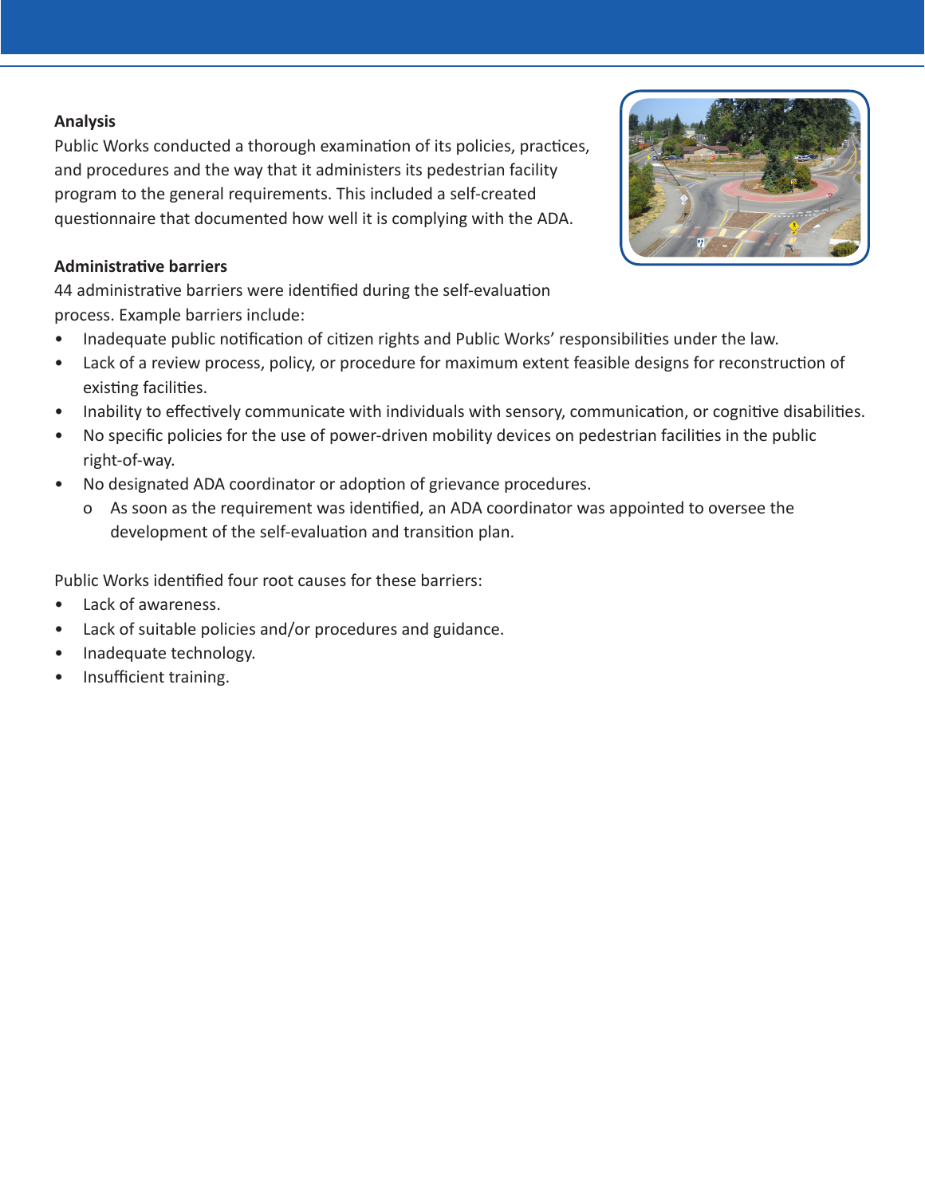### Analysis

Public Works conducted a thorough examination of its policies, practices, and procedures and the way that it administers its pedestrian facility program to the general requirements. This included a self-created questionnaire that documented how well it is complying with the ADA.

### Administrative barriers

44 administrative barriers were identified during the self-evaluation process. Example barriers include:

- Inadequate public notification of citizen rights and Public Works' responsibilities under the law.
- Lack of a review process, policy, or procedure for maximum extent feasible designs for reconstruction of existing facilities.
- Inability to effectively communicate with individuals with sensory, communication, or cognitive disabilities.
- No specific policies for the use of power-driven mobility devices on pedestrian facilities in the public right-of-way.
- No designated ADA coordinator or adoption of grievance procedures.
  - As soon as the requirement was identified, an ADA coordinator was appointed to oversee the development of the self-evaluation and transition plan.

Public Works identified four root causes for these barriers:

- Lack of awareness.
- Lack of suitable policies and/or procedures and guidance.
- Inadequate technology.
- Insufficient training.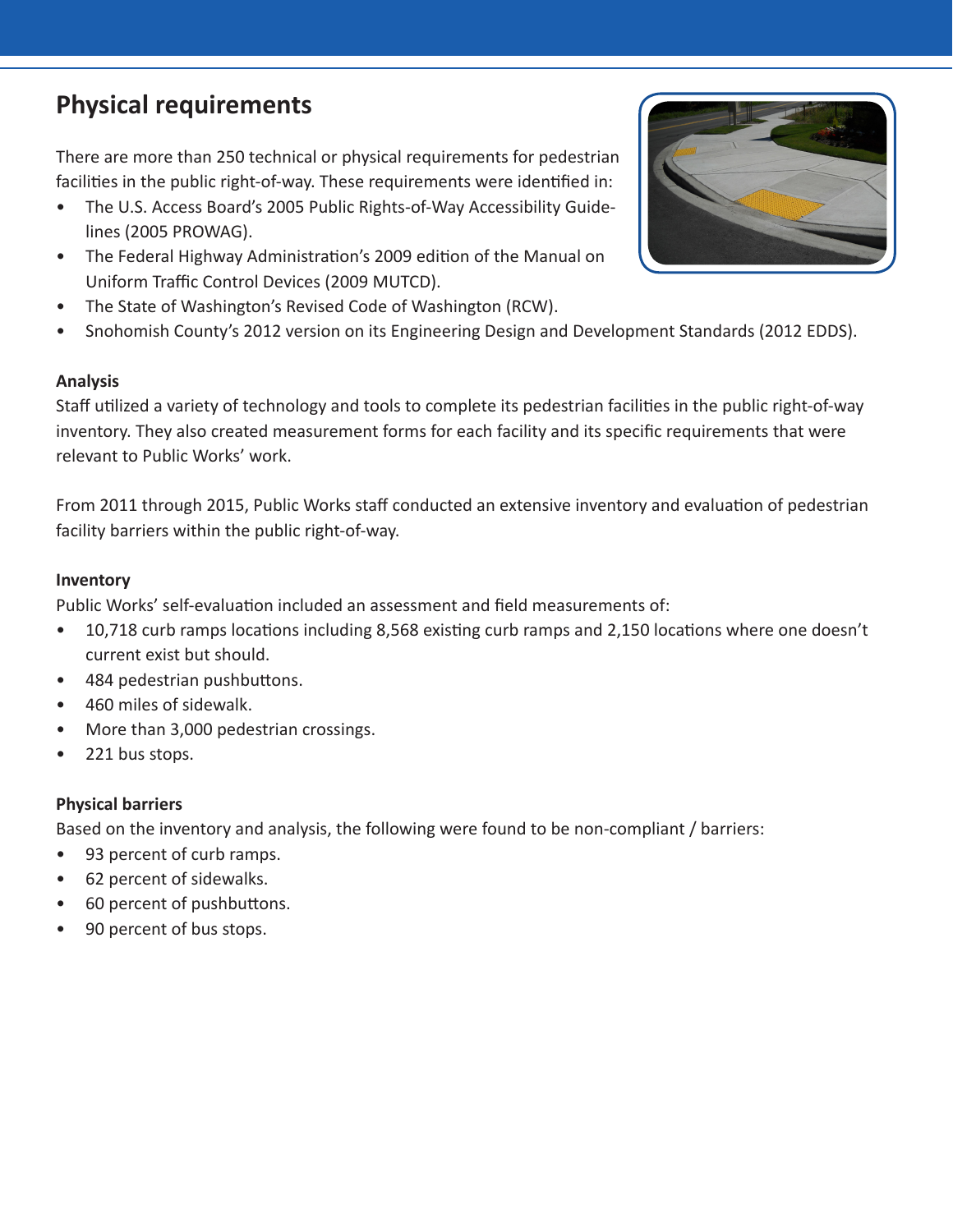## Physical requirements

There are more than 250 technical or physical requirements for pedestrian facilities in the public right-of-way. These requirements were identified in:

- The U.S. Access Board's 2005 Public Rights-of-Way Accessibility Guidelines (2005 PROWAG).
- The Federal Highway Administration's 2009 edition of the Manual on Uniform Traffic Control Devices (2009 MUTCD).
- The State of Washington's Revised Code of Washington (RCW).
- Snohomish County's 2012 version on its Engineering Design and Development Standards (2012 EDDS).

**Analysis**

Staff utilized a variety of technology and tools to complete its pedestrian facilities in the public right-of-way inventory. They also created measurement forms for each facility and its specific requirements that were relevant to Public Works' work.

From 2011 through 2015, Public Works staff conducted an extensive inventory and evaluation of pedestrian facility barriers within the public right-of-way.

**Inventory**

Public Works' self-evaluation included an assessment and field measurements of:

- 10,718 curb ramps locations including 8,568 existing curb ramps and 2,150 locations where one doesn't current exist but should.
- 484 pedestrian pushbuttons.
- 460 miles of sidewalk.
- More than 3,000 pedestrian crossings.
- 221 bus stops.

**Physical barriers**

Based on the inventory and analysis, the following were found to be non-compliant / barriers:

- 93 percent of curb ramps.
- 62 percent of sidewalks.
- 60 percent of pushbuttons.
- 90 percent of bus stops.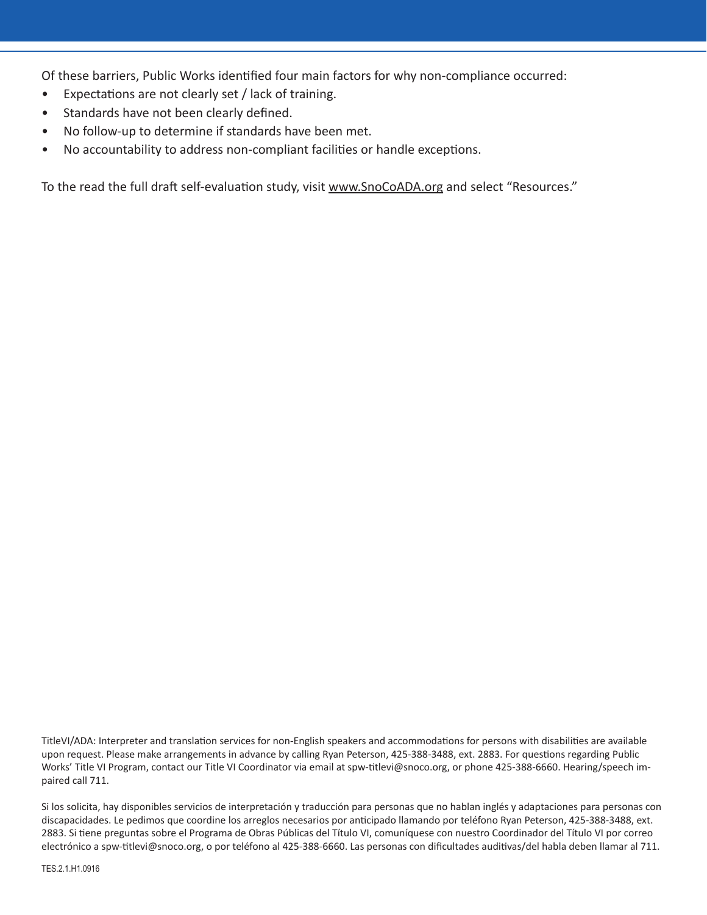Of these barriers, Public Works identified four main factors for why non-compliance occurred:

- Expectations are not clearly set / lack of training.
- Standards have not been clearly defined.
- No follow-up to determine if standards have been met.
- No accountability to address non-compliant facilities or handle exceptions.

To the read the full draft self-evaluation study, visit www.SnoCoADA.org and select "Resources."

TitleVI/ADA: Interpreter and translation services for non-English speakers and accommodations for persons with disabilities are available upon request. Please make arrangements in advance by calling Ryan Peterson, 425-388-3488, ext. 2883. For questions regarding Public Works' Title VI Program, contact our Title VI Coordinator via email at spw-titlevi@snoco.org, or phone 425-388-6660. Hearing/speech impaired call 711.

Si los solicita, hay disponibles servicios de interpretación y traducción para personas que no hablan inglés y adaptaciones para personas con discapacidades. Le pedimos que coordine los arreglos necesarios por anticipado llamando por teléfono Ryan Peterson, 425-388-3488, ext. 2883. Si tiene preguntas sobre el Programa de Obras Públicas del Título VI, comuníquese con nuestro Coordinador del Título VI por correo electrónico a spw-titlevi@snoco.org, o por teléfono al 425-388-6660. Las personas con dificultades auditivas/del habla deben llamar al 711.

TES.2.1.H1.0916